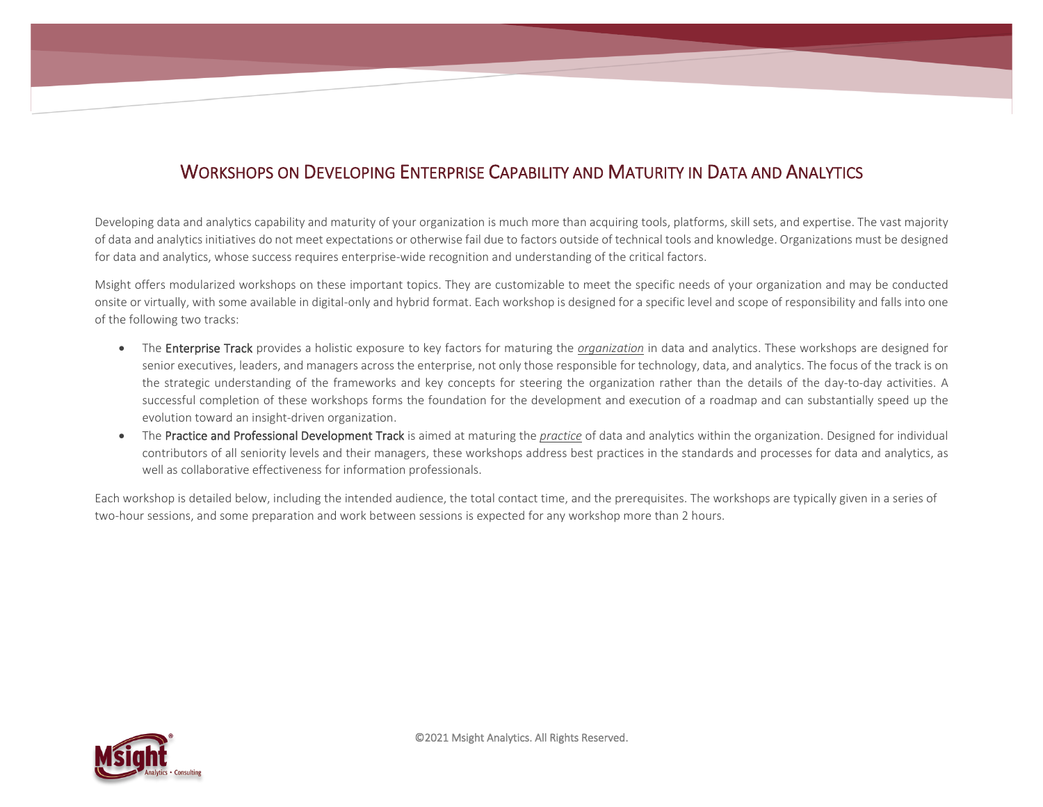# Workshops on Developing Enterprise Capability and Maturity in Data and Analytics

Developing data and analytics capability and maturity of your organization is much more than acquiring tools, platforms, skill sets, and expertise. The vast majority of data and analytics initiatives do not meet expectations or otherwise fail due to factors outside of technical tools and knowledge. Organizations must be designed for data and analytics, whose success requires enterprise-wide recognition and understanding of the critical factors.

Msight offers modularized workshops on these important topics. They are customizable to meet the specific needs of your organization and may be conducted onsite or virtually, with some available in digital-only and hybrid format. Each workshop is designed for a specific level and scope of responsibility and falls into one of the following two tracks:

- The Enterprise Track provides a holistic exposure to key factors for maturing the *organization* in data and analytics. These workshops are designed for senior executives, leaders, and managers across the enterprise, not only those responsible for technology, data, and analytics. The focus of the track is on the strategic understanding of the frameworks and key concepts for steering the organization rather than the details of the day-to-day activities. A successful completion of these workshops forms the foundation for the development and execution of a roadmap and can substantially speed up the evolution toward an insight-driven organization.
- The Practice and Professional Development Track is aimed at maturing the *practice* of data and analytics within the organization. Designed for individual contributors of all seniority levels and their managers, these workshops address best practices in the standards and processes for data and analytics, as well as collaborative effectiveness for information professionals.

Each workshop is detailed below, including the intended audience, the total contact time, and the prerequisites. The workshops are typically given in a series of two-hour sessions, and some preparation and work between sessions is expected for any workshop more than 2 hours.

©2021 Msight Analytics. All Rights Reserved.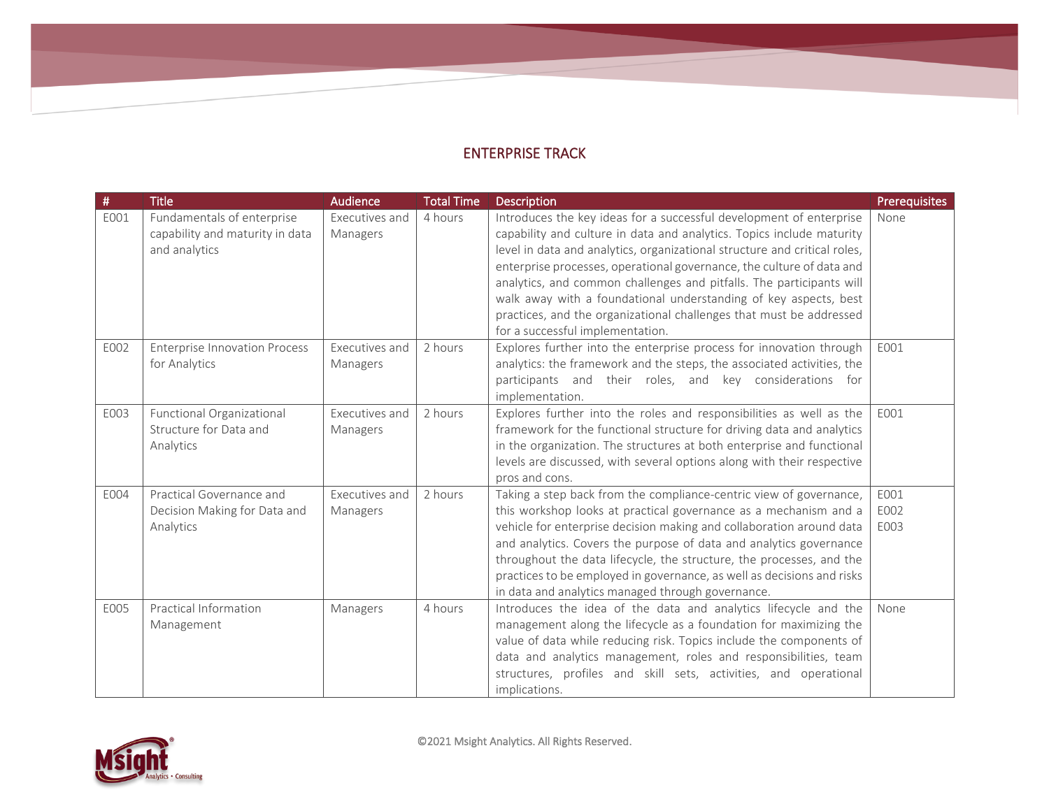## ENTERPRISE TRACK

| # | Title | Audience | Total Time | Description | Prerequisites |
|---|---|---|---|---|---|
| E001 | Fundamentals of enterprise capability and maturity in data and analytics | Executives and Managers | 4 hours | Introduces the key ideas for a successful development of enterprise capability and culture in data and analytics. Topics include maturity level in data and analytics, organizational structure and critical roles, enterprise processes, operational governance, the culture of data and analytics, and common challenges and pitfalls. The participants will walk away with a foundational understanding of key aspects, best practices, and the organizational challenges that must be addressed for a successful implementation. | None |
| E002 | Enterprise Innovation Process for Analytics | Executives and Managers | 2 hours | Explores further into the enterprise process for innovation through analytics: the framework and the steps, the associated activities, the participants and their roles, and key considerations for implementation. | E001 |
| E003 | Functional Organizational Structure for Data and Analytics | Executives and Managers | 2 hours | Explores further into the roles and responsibilities as well as the framework for the functional structure for driving data and analytics in the organization. The structures at both enterprise and functional levels are discussed, with several options along with their respective pros and cons. | E001 |
| E004 | Practical Governance and Decision Making for Data and Analytics | Executives and Managers | 2 hours | Taking a step back from the compliance-centric view of governance, this workshop looks at practical governance as a mechanism and a vehicle for enterprise decision making and collaboration around data and analytics. Covers the purpose of data and analytics governance throughout the data lifecycle, the structure, the processes, and the practices to be employed in governance, as well as decisions and risks in data and analytics managed through governance. | E001<br>E002<br>E003 |
| E005 | Practical Information Management | Managers | 4 hours | Introduces the idea of the data and analytics lifecycle and the management along the lifecycle as a foundation for maximizing the value of data while reducing risk. Topics include the components of data and analytics management, roles and responsibilities, team structures, profiles and skill sets, activities, and operational implications. | None |

©2021 Msight Analytics. All Rights Reserved.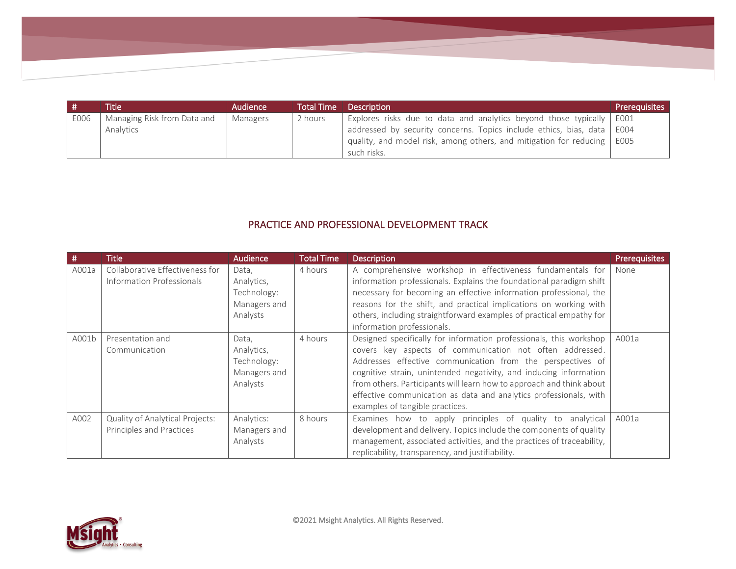| # | Title | Audience | Total Time | Description | Prerequisites |
|---|---|---|---|---|---|
| E006 | Managing Risk from Data and Analytics | Managers | 2 hours | Explores risks due to data and analytics beyond those typically addressed by security concerns. Topics include ethics, bias, data quality, and model risk, among others, and mitigation for reducing such risks. | E001 E004 E005 |

## PRACTICE AND PROFESSIONAL DEVELOPMENT TRACK

| # | Title | Audience | Total Time | Description | Prerequisites |
|---|---|---|---|---|---|
| A001a | Collaborative Effectiveness for Information Professionals | Data, Analytics, Technology: Managers and Analysts | 4 hours | A comprehensive workshop in effectiveness fundamentals for information professionals. Explains the foundational paradigm shift necessary for becoming an effective information professional, the reasons for the shift, and practical implications on working with others, including straightforward examples of practical empathy for information professionals. | None |
| A001b | Presentation and Communication | Data, Analytics, Technology: Managers and Analysts | 4 hours | Designed specifically for information professionals, this workshop covers key aspects of communication not often addressed. Addresses effective communication from the perspectives of cognitive strain, unintended negativity, and inducing information from others. Participants will learn how to approach and think about effective communication as data and analytics professionals, with examples of tangible practices. | A001a |
| A002 | Quality of Analytical Projects: Principles and Practices | Analytics: Managers and Analysts | 8 hours | Examines how to apply principles of quality to analytical development and delivery. Topics include the components of quality management, associated activities, and the practices of traceability, replicability, transparency, and justifiability. | A001a |

©2021 Msight Analytics. All Rights Reserved.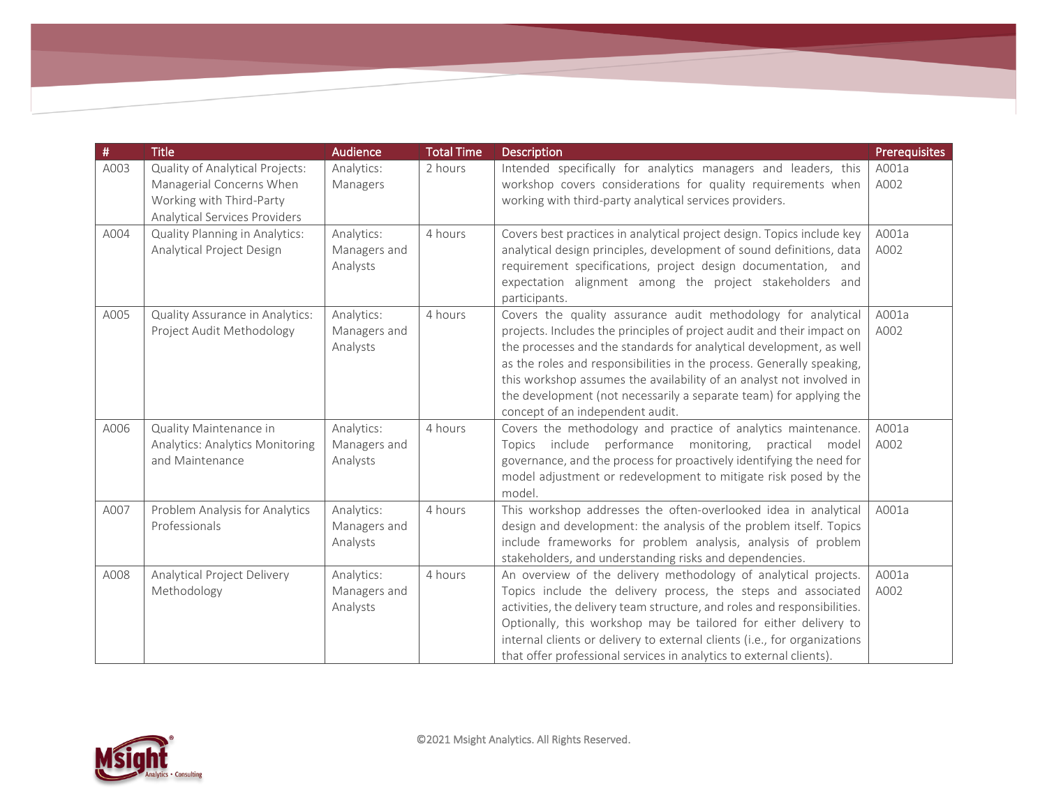| # | Title | Audience | Total Time | Description | Prerequisites |
|---|---|---|---|---|---|
| A003 | Quality of Analytical Projects: Managerial Concerns When Working with Third-Party Analytical Services Providers | Analytics: Managers | 2 hours | Intended specifically for analytics managers and leaders, this workshop covers considerations for quality requirements when working with third-party analytical services providers. | A001a A002 |
| A004 | Quality Planning in Analytics: Analytical Project Design | Analytics: Managers and Analysts | 4 hours | Covers best practices in analytical project design. Topics include key analytical design principles, development of sound definitions, data requirement specifications, project design documentation, and expectation alignment among the project stakeholders and participants. | A001a A002 |
| A005 | Quality Assurance in Analytics: Project Audit Methodology | Analytics: Managers and Analysts | 4 hours | Covers the quality assurance audit methodology for analytical projects. Includes the principles of project audit and their impact on the processes and the standards for analytical development, as well as the roles and responsibilities in the process. Generally speaking, this workshop assumes the availability of an analyst not involved in the development (not necessarily a separate team) for applying the concept of an independent audit. | A001a A002 |
| A006 | Quality Maintenance in Analytics: Analytics Monitoring and Maintenance | Analytics: Managers and Analysts | 4 hours | Covers the methodology and practice of analytics maintenance. Topics include performance monitoring, practical model governance, and the process for proactively identifying the need for model adjustment or redevelopment to mitigate risk posed by the model. | A001a A002 |
| A007 | Problem Analysis for Analytics Professionals | Analytics: Managers and Analysts | 4 hours | This workshop addresses the often-overlooked idea in analytical design and development: the analysis of the problem itself. Topics include frameworks for problem analysis, analysis of problem stakeholders, and understanding risks and dependencies. | A001a |
| A008 | Analytical Project Delivery Methodology | Analytics: Managers and Analysts | 4 hours | An overview of the delivery methodology of analytical projects. Topics include the delivery process, the steps and associated activities, the delivery team structure, and roles and responsibilities. Optionally, this workshop may be tailored for either delivery to internal clients or delivery to external clients (i.e., for organizations that offer professional services in analytics to external clients). | A001a A002 |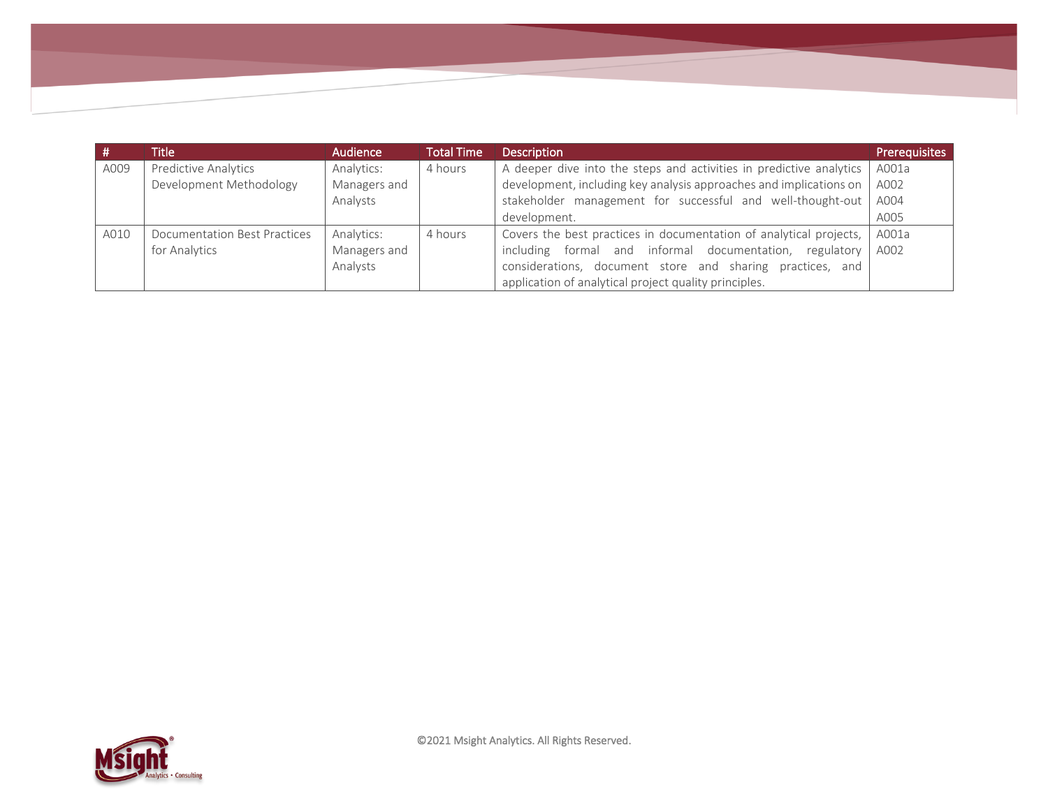| # | Title | Audience | Total Time | Description | Prerequisites |
|---|---|---|---|---|---|
| A009 | Predictive Analytics Development Methodology | Analytics: Managers and Analysts | 4 hours | A deeper dive into the steps and activities in predictive analytics development, including key analysis approaches and implications on stakeholder management for successful and well-thought-out development. | A001a<br>A002<br>A004<br>A005 |
| A010 | Documentation Best Practices for Analytics | Analytics: Managers and Analysts | 4 hours | Covers the best practices in documentation of analytical projects, including formal and informal documentation, regulatory considerations, document store and sharing practices, and application of analytical project quality principles. | A001a<br>A002 |

©2021 Msight Analytics. All Rights Reserved.